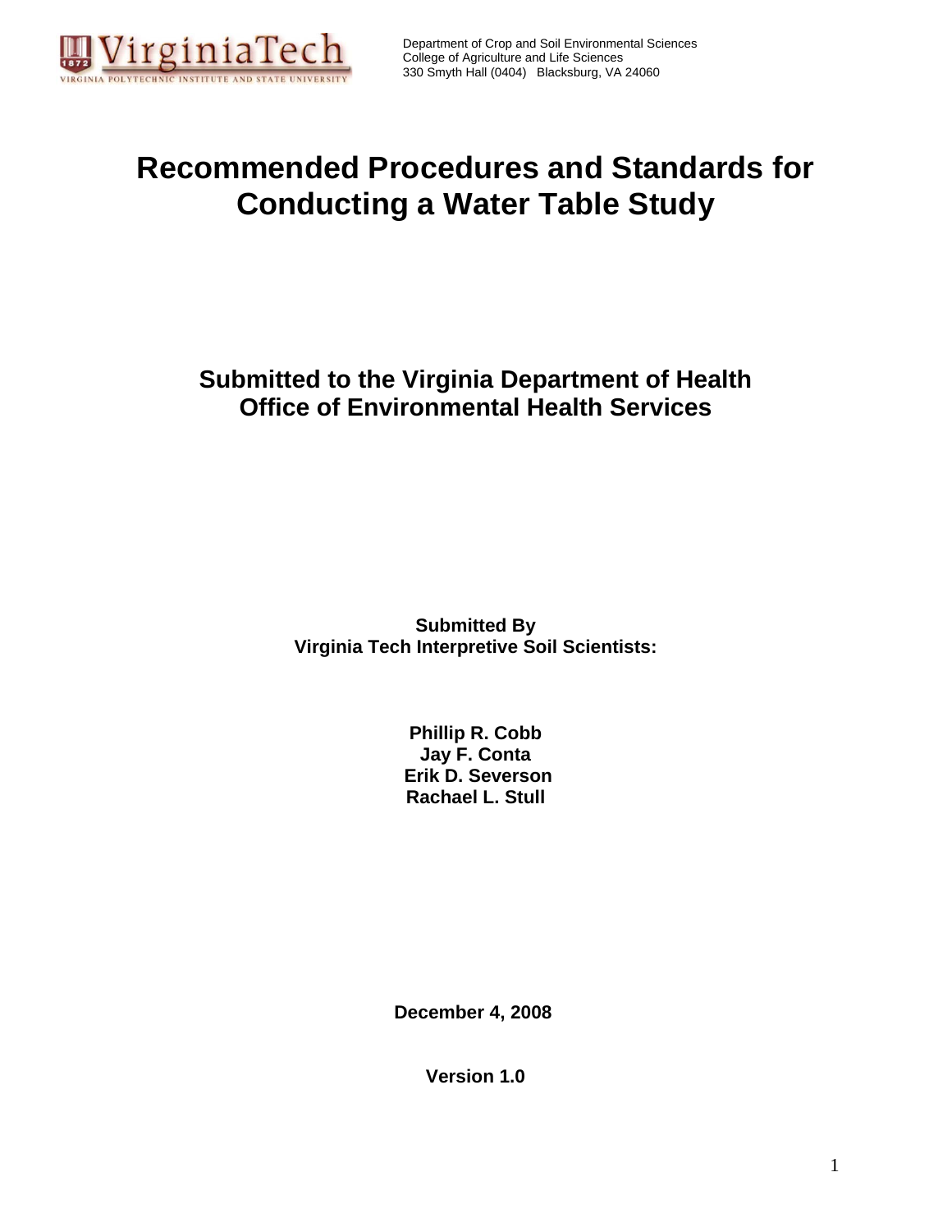Department of Crop and Soil Environmental Sciences
College of Agriculture and Life Sciences
330 Smyth Hall (0404) Blacksburg, VA 24060

# Recommended Procedures and Standards for Conducting a Water Table Study

## Submitted to the Virginia Department of Health Office of Environmental Health Services

**Submitted By**
**Virginia Tech Interpretive Soil Scientists:**

**Phillip R. Cobb**
**Jay F. Conta**
**Erik D. Severson**
**Rachael L. Stull**

**December 4, 2008**

**Version 1.0**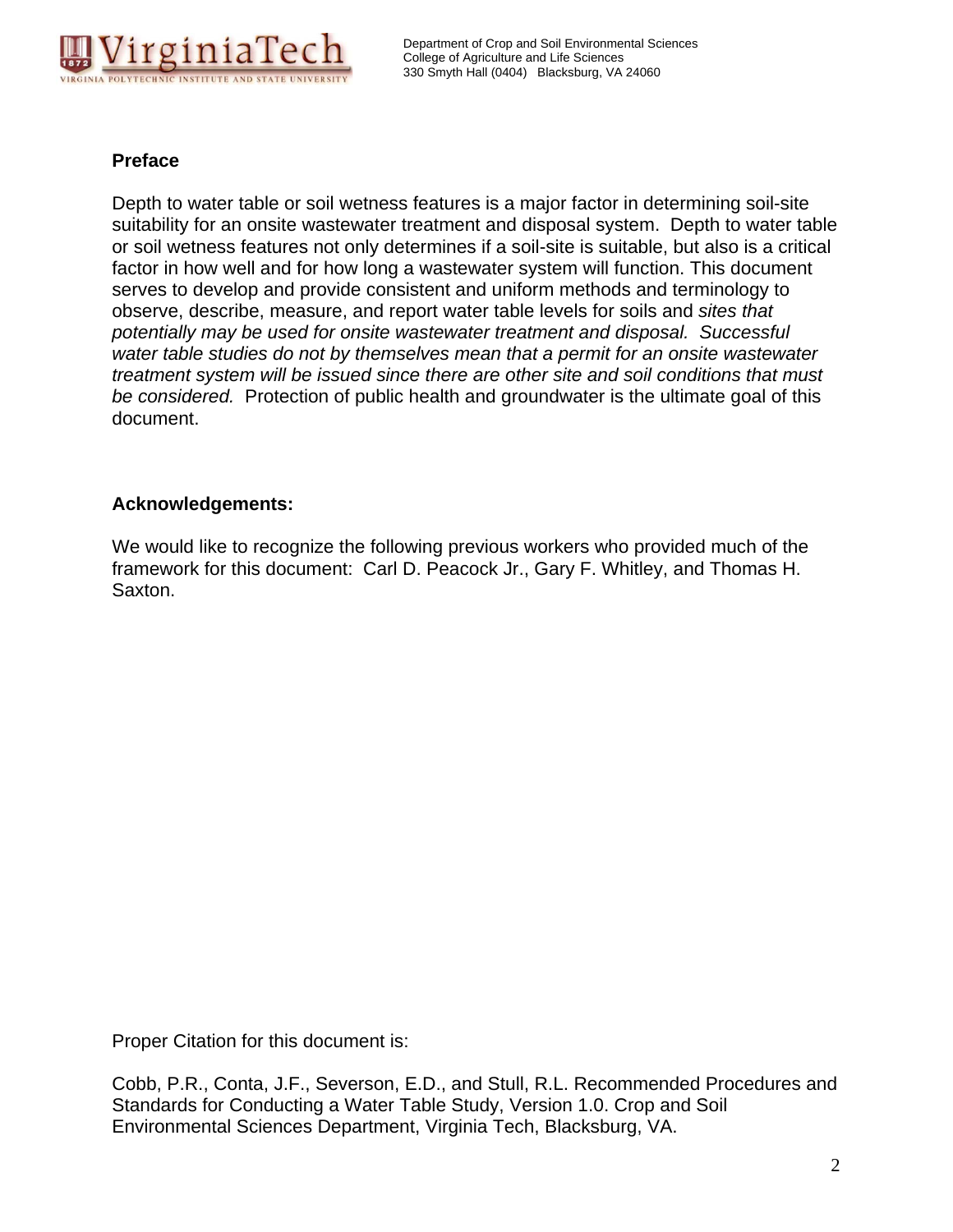## Preface

Depth to water table or soil wetness features is a major factor in determining soil-site suitability for an onsite wastewater treatment and disposal system. Depth to water table or soil wetness features not only determines if a soil-site is suitable, but also is a critical factor in how well and for how long a wastewater system will function. This document serves to develop and provide consistent and uniform methods and terminology to observe, describe, measure, and report water table levels for soils and *sites that potentially may be used for onsite wastewater treatment and disposal. Successful water table studies do not by themselves mean that a permit for an onsite wastewater treatment system will be issued since there are other site and soil conditions that must be considered.* Protection of public health and groundwater is the ultimate goal of this document.

## Acknowledgements:

We would like to recognize the following previous workers who provided much of the framework for this document: Carl D. Peacock Jr., Gary F. Whitley, and Thomas H. Saxton.

Proper Citation for this document is:

Cobb, P.R., Conta, J.F., Severson, E.D., and Stull, R.L. Recommended Procedures and Standards for Conducting a Water Table Study, Version 1.0. Crop and Soil Environmental Sciences Department, Virginia Tech, Blacksburg, VA.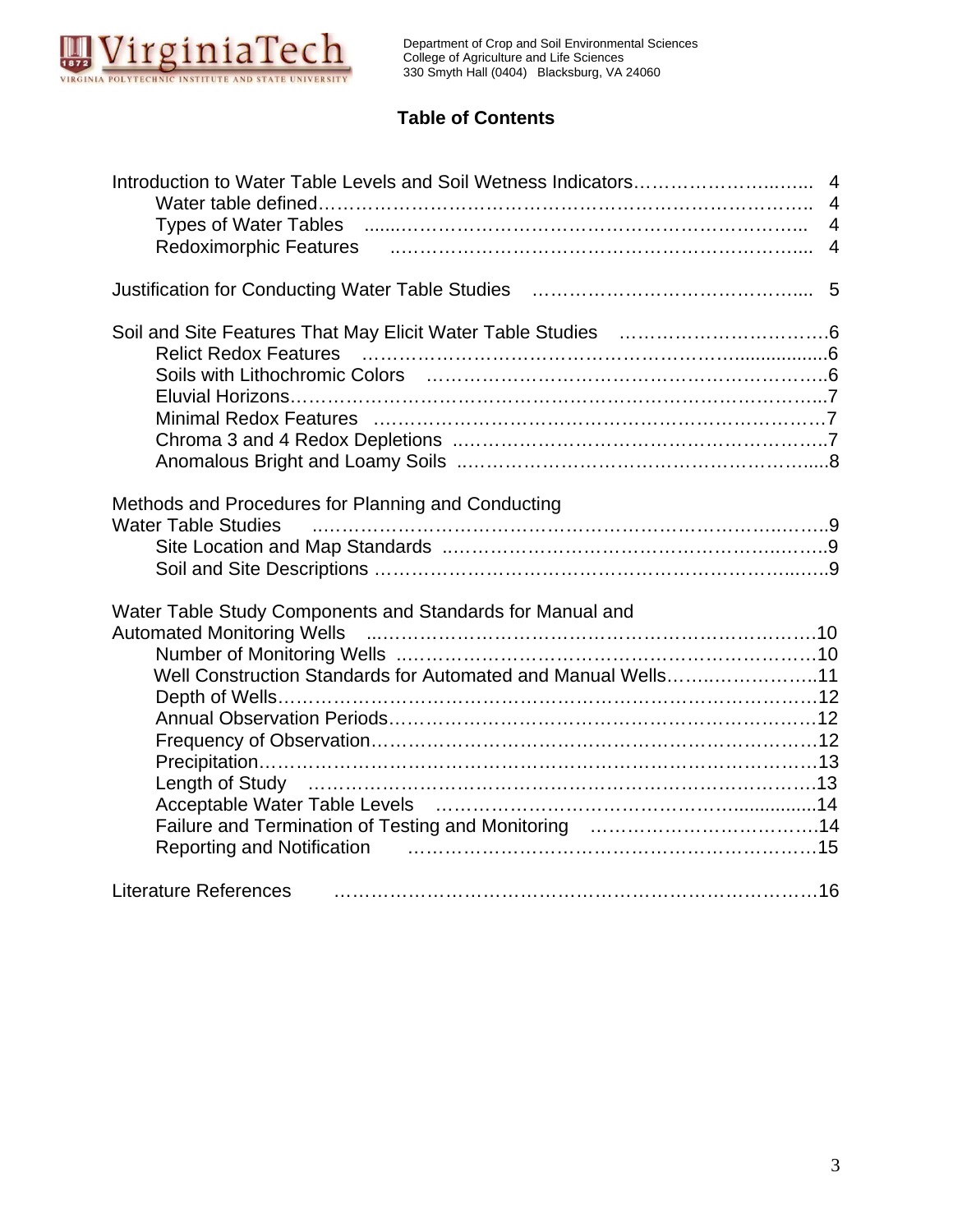Department of Crop and Soil Environmental Sciences
College of Agriculture and Life Sciences
330 Smyth Hall (0404) Blacksburg, VA 24060

# Table of Contents

Introduction to Water Table Levels and Soil Wetness Indicators ........ 4
- Water table defined ........ 4
- Types of Water Tables ........ 4
- Redoximorphic Features ........ 4

Justification for Conducting Water Table Studies ........ 5

Soil and Site Features That May Elicit Water Table Studies ........ 6
- Relict Redox Features ........ 6
- Soils with Lithochromic Colors ........ 6
- Eluvial Horizons ........ 7
- Minimal Redox Features ........ 7
- Chroma 3 and 4 Redox Depletions ........ 7
- Anomalous Bright and Loamy Soils ........ 8

Methods and Procedures for Planning and Conducting Water Table Studies ........ 9
- Site Location and Map Standards ........ 9
- Soil and Site Descriptions ........ 9

Water Table Study Components and Standards for Manual and Automated Monitoring Wells ........ 10
- Number of Monitoring Wells ........ 10
- Well Construction Standards for Automated and Manual Wells ........ 11
- Depth of Wells ........ 12
- Annual Observation Periods ........ 12
- Frequency of Observation ........ 12
- Precipitation ........ 13
- Length of Study ........ 13
- Acceptable Water Table Levels ........ 14
- Failure and Termination of Testing and Monitoring ........ 14
- Reporting and Notification ........ 15

Literature References ........ 16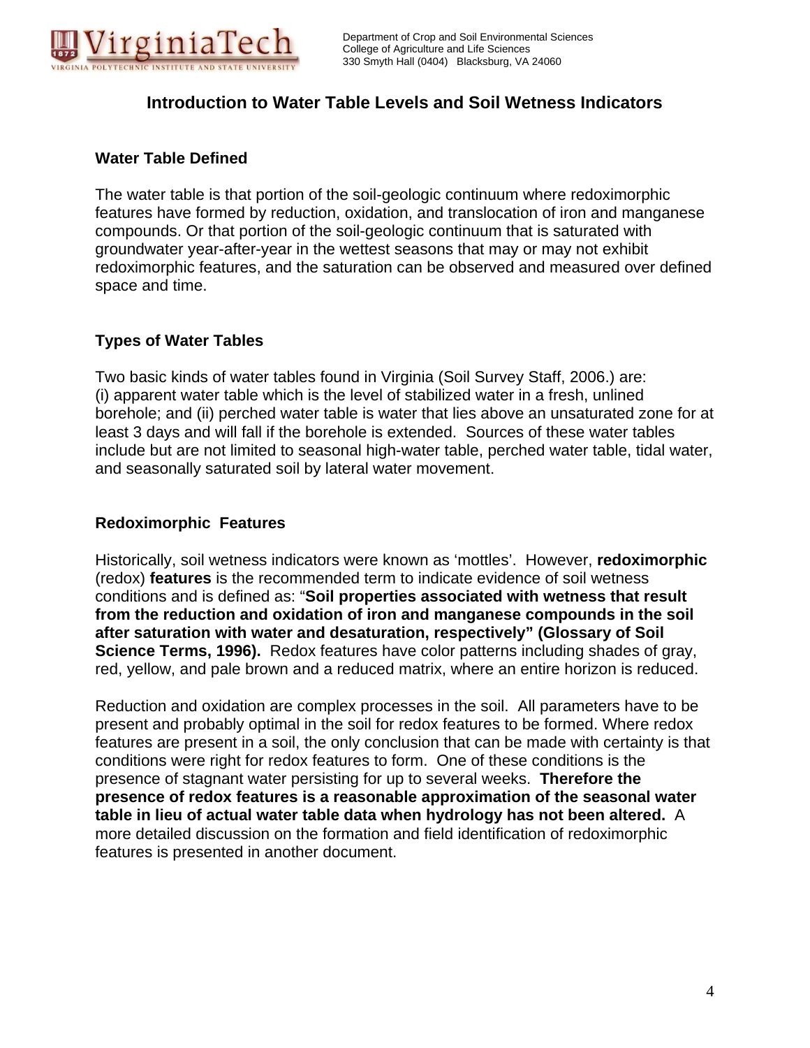# Introduction to Water Table Levels and Soil Wetness Indicators

## Water Table Defined

The water table is that portion of the soil-geologic continuum where redoximorphic features have formed by reduction, oxidation, and translocation of iron and manganese compounds. Or that portion of the soil-geologic continuum that is saturated with groundwater year-after-year in the wettest seasons that may or may not exhibit redoximorphic features, and the saturation can be observed and measured over defined space and time.

## Types of Water Tables

Two basic kinds of water tables found in Virginia (Soil Survey Staff, 2006.) are: (i) apparent water table which is the level of stabilized water in a fresh, unlined borehole; and (ii) perched water table is water that lies above an unsaturated zone for at least 3 days and will fall if the borehole is extended. Sources of these water tables include but are not limited to seasonal high-water table, perched water table, tidal water, and seasonally saturated soil by lateral water movement.

## Redoximorphic Features

Historically, soil wetness indicators were known as 'mottles'. However, **redoximorphic** (redox) **features** is the recommended term to indicate evidence of soil wetness conditions and is defined as: "**Soil properties associated with wetness that result from the reduction and oxidation of iron and manganese compounds in the soil after saturation with water and desaturation, respectively" (Glossary of Soil Science Terms, 1996).** Redox features have color patterns including shades of gray, red, yellow, and pale brown and a reduced matrix, where an entire horizon is reduced.

Reduction and oxidation are complex processes in the soil. All parameters have to be present and probably optimal in the soil for redox features to be formed. Where redox features are present in a soil, the only conclusion that can be made with certainty is that conditions were right for redox features to form. One of these conditions is the presence of stagnant water persisting for up to several weeks. **Therefore the presence of redox features is a reasonable approximation of the seasonal water table in lieu of actual water table data when hydrology has not been altered.** A more detailed discussion on the formation and field identification of redoximorphic features is presented in another document.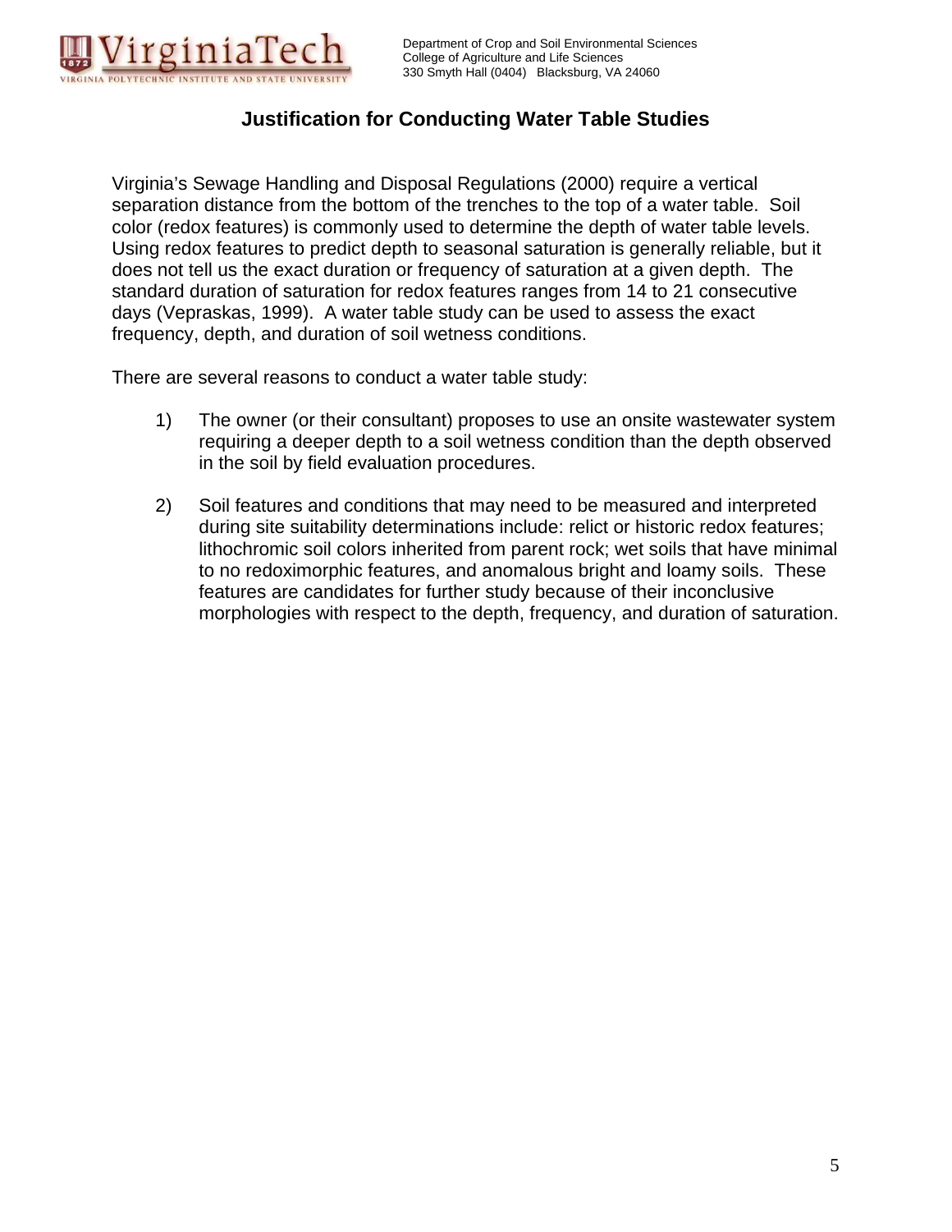# Justification for Conducting Water Table Studies

Virginia's Sewage Handling and Disposal Regulations (2000) require a vertical separation distance from the bottom of the trenches to the top of a water table. Soil color (redox features) is commonly used to determine the depth of water table levels. Using redox features to predict depth to seasonal saturation is generally reliable, but it does not tell us the exact duration or frequency of saturation at a given depth. The standard duration of saturation for redox features ranges from 14 to 21 consecutive days (Vepraskas, 1999). A water table study can be used to assess the exact frequency, depth, and duration of soil wetness conditions.

There are several reasons to conduct a water table study:

1) The owner (or their consultant) proposes to use an onsite wastewater system requiring a deeper depth to a soil wetness condition than the depth observed in the soil by field evaluation procedures.

2) Soil features and conditions that may need to be measured and interpreted during site suitability determinations include: relict or historic redox features; lithochromic soil colors inherited from parent rock; wet soils that have minimal to no redoximorphic features, and anomalous bright and loamy soils. These features are candidates for further study because of their inconclusive morphologies with respect to the depth, frequency, and duration of saturation.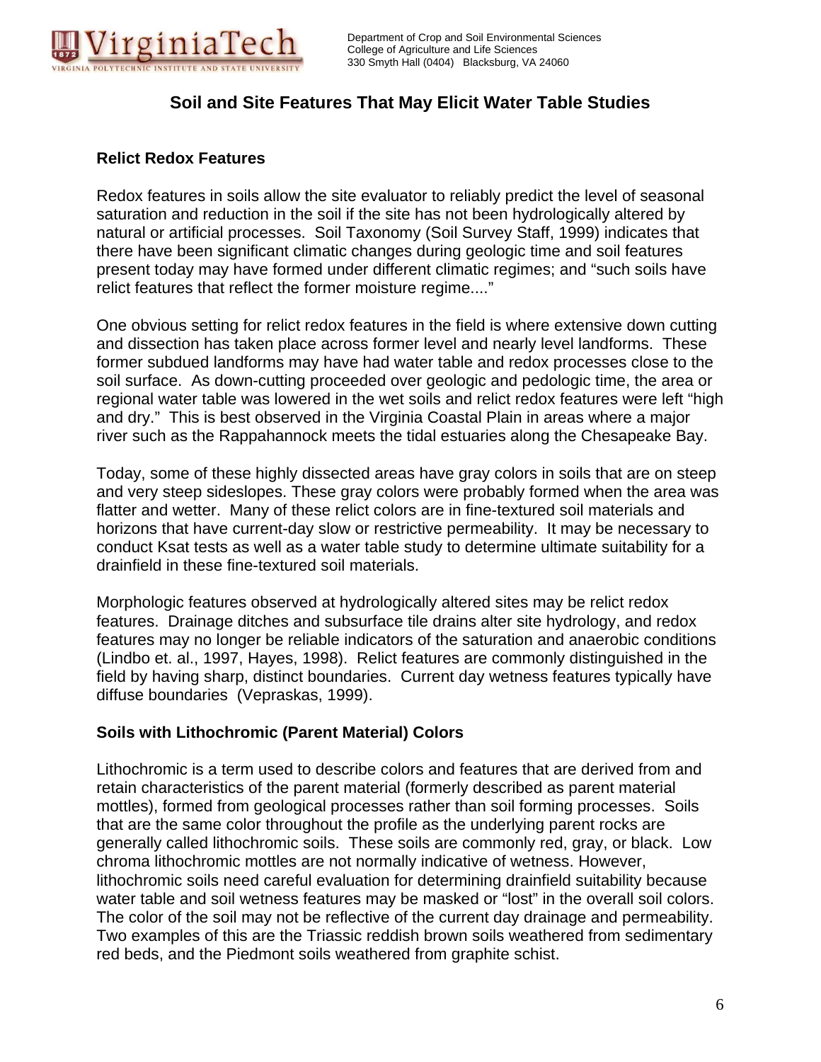## Soil and Site Features That May Elicit Water Table Studies

### Relict Redox Features

Redox features in soils allow the site evaluator to reliably predict the level of seasonal saturation and reduction in the soil if the site has not been hydrologically altered by natural or artificial processes. Soil Taxonomy (Soil Survey Staff, 1999) indicates that there have been significant climatic changes during geologic time and soil features present today may have formed under different climatic regimes; and "such soils have relict features that reflect the former moisture regime...."

One obvious setting for relict redox features in the field is where extensive down cutting and dissection has taken place across former level and nearly level landforms. These former subdued landforms may have had water table and redox processes close to the soil surface. As down-cutting proceeded over geologic and pedologic time, the area or regional water table was lowered in the wet soils and relict redox features were left "high and dry." This is best observed in the Virginia Coastal Plain in areas where a major river such as the Rappahannock meets the tidal estuaries along the Chesapeake Bay.

Today, some of these highly dissected areas have gray colors in soils that are on steep and very steep sideslopes. These gray colors were probably formed when the area was flatter and wetter. Many of these relict colors are in fine-textured soil materials and horizons that have current-day slow or restrictive permeability. It may be necessary to conduct Ksat tests as well as a water table study to determine ultimate suitability for a drainfield in these fine-textured soil materials.

Morphologic features observed at hydrologically altered sites may be relict redox features. Drainage ditches and subsurface tile drains alter site hydrology, and redox features may no longer be reliable indicators of the saturation and anaerobic conditions (Lindbo et. al., 1997, Hayes, 1998). Relict features are commonly distinguished in the field by having sharp, distinct boundaries. Current day wetness features typically have diffuse boundaries (Vepraskas, 1999).

### Soils with Lithochromic (Parent Material) Colors

Lithochromic is a term used to describe colors and features that are derived from and retain characteristics of the parent material (formerly described as parent material mottles), formed from geological processes rather than soil forming processes. Soils that are the same color throughout the profile as the underlying parent rocks are generally called lithochromic soils. These soils are commonly red, gray, or black. Low chroma lithochromic mottles are not normally indicative of wetness. However, lithochromic soils need careful evaluation for determining drainfield suitability because water table and soil wetness features may be masked or "lost" in the overall soil colors. The color of the soil may not be reflective of the current day drainage and permeability. Two examples of this are the Triassic reddish brown soils weathered from sedimentary red beds, and the Piedmont soils weathered from graphite schist.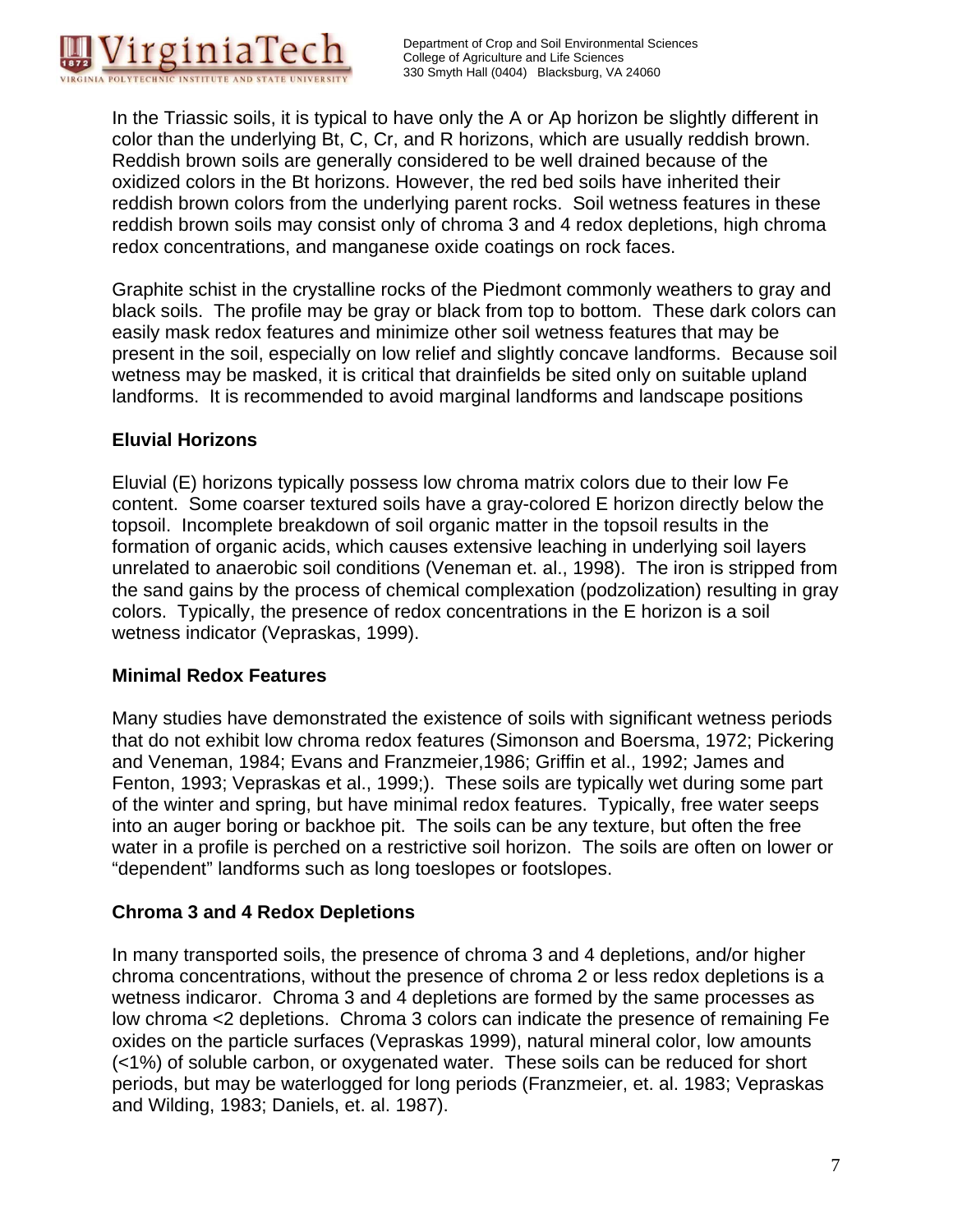In the Triassic soils, it is typical to have only the A or Ap horizon be slightly different in color than the underlying Bt, C, Cr, and R horizons, which are usually reddish brown. Reddish brown soils are generally considered to be well drained because of the oxidized colors in the Bt horizons. However, the red bed soils have inherited their reddish brown colors from the underlying parent rocks. Soil wetness features in these reddish brown soils may consist only of chroma 3 and 4 redox depletions, high chroma redox concentrations, and manganese oxide coatings on rock faces.

Graphite schist in the crystalline rocks of the Piedmont commonly weathers to gray and black soils. The profile may be gray or black from top to bottom. These dark colors can easily mask redox features and minimize other soil wetness features that may be present in the soil, especially on low relief and slightly concave landforms. Because soil wetness may be masked, it is critical that drainfields be sited only on suitable upland landforms. It is recommended to avoid marginal landforms and landscape positions

**Eluvial Horizons**

Eluvial (E) horizons typically possess low chroma matrix colors due to their low Fe content. Some coarser textured soils have a gray-colored E horizon directly below the topsoil. Incomplete breakdown of soil organic matter in the topsoil results in the formation of organic acids, which causes extensive leaching in underlying soil layers unrelated to anaerobic soil conditions (Veneman et. al., 1998). The iron is stripped from the sand gains by the process of chemical complexation (podzolization) resulting in gray colors. Typically, the presence of redox concentrations in the E horizon is a soil wetness indicator (Vepraskas, 1999).

**Minimal Redox Features**

Many studies have demonstrated the existence of soils with significant wetness periods that do not exhibit low chroma redox features (Simonson and Boersma, 1972; Pickering and Veneman, 1984; Evans and Franzmeier,1986; Griffin et al., 1992; James and Fenton, 1993; Vepraskas et al., 1999;). These soils are typically wet during some part of the winter and spring, but have minimal redox features. Typically, free water seeps into an auger boring or backhoe pit. The soils can be any texture, but often the free water in a profile is perched on a restrictive soil horizon. The soils are often on lower or "dependent" landforms such as long toeslopes or footslopes.

**Chroma 3 and 4 Redox Depletions**

In many transported soils, the presence of chroma 3 and 4 depletions, and/or higher chroma concentrations, without the presence of chroma 2 or less redox depletions is a wetness indicaror. Chroma 3 and 4 depletions are formed by the same processes as low chroma <2 depletions. Chroma 3 colors can indicate the presence of remaining Fe oxides on the particle surfaces (Vepraskas 1999), natural mineral color, low amounts (<1%) of soluble carbon, or oxygenated water. These soils can be reduced for short periods, but may be waterlogged for long periods (Franzmeier, et. al. 1983; Vepraskas and Wilding, 1983; Daniels, et. al. 1987).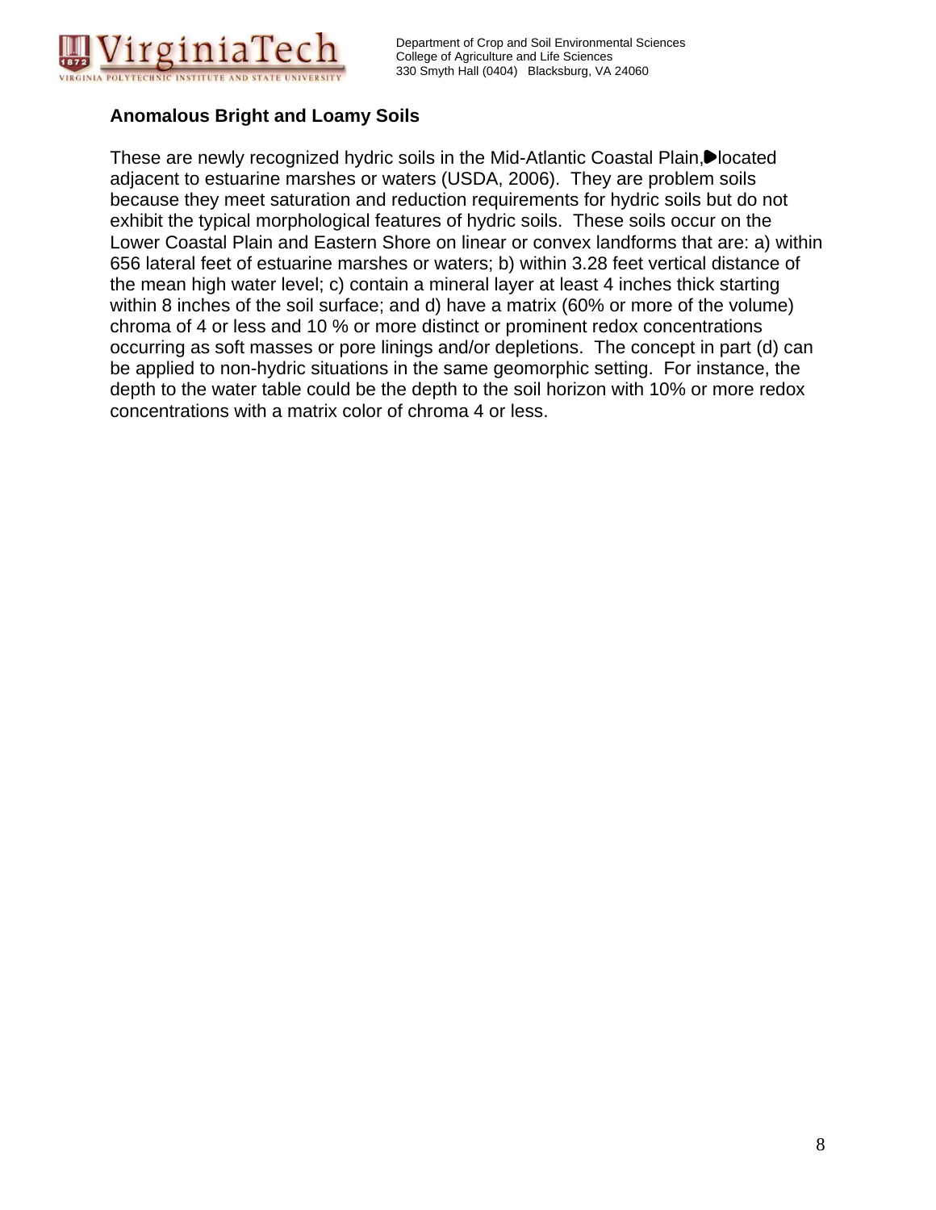**Anomalous Bright and Loamy Soils**

These are newly recognized hydric soils in the Mid-Atlantic Coastal Plain, located adjacent to estuarine marshes or waters (USDA, 2006). They are problem soils because they meet saturation and reduction requirements for hydric soils but do not exhibit the typical morphological features of hydric soils. These soils occur on the Lower Coastal Plain and Eastern Shore on linear or convex landforms that are: a) within 656 lateral feet of estuarine marshes or waters; b) within 3.28 feet vertical distance of the mean high water level; c) contain a mineral layer at least 4 inches thick starting within 8 inches of the soil surface; and d) have a matrix (60% or more of the volume) chroma of 4 or less and 10 % or more distinct or prominent redox concentrations occurring as soft masses or pore linings and/or depletions. The concept in part (d) can be applied to non-hydric situations in the same geomorphic setting. For instance, the depth to the water table could be the depth to the soil horizon with 10% or more redox concentrations with a matrix color of chroma 4 or less.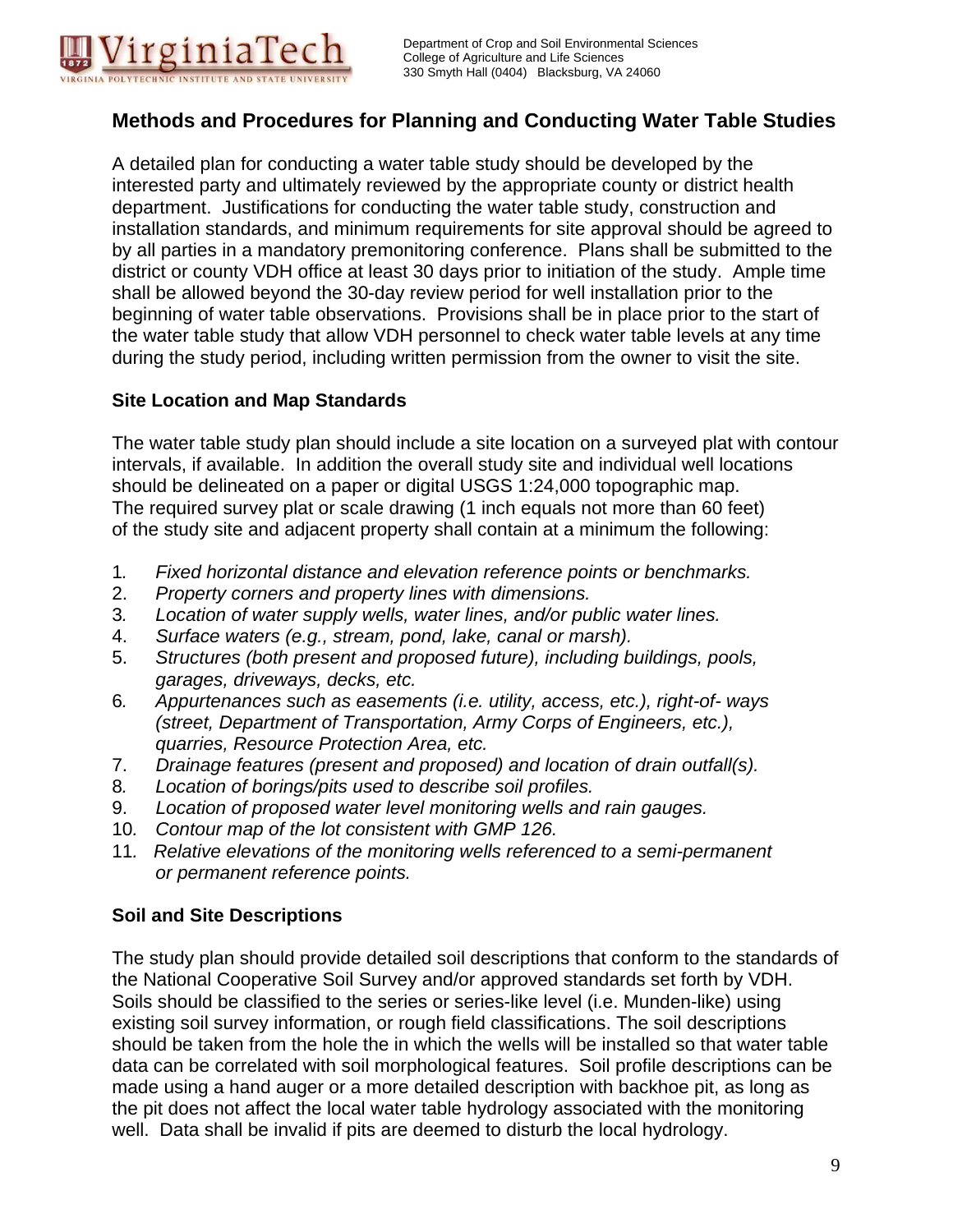# Methods and Procedures for Planning and Conducting Water Table Studies

A detailed plan for conducting a water table study should be developed by the interested party and ultimately reviewed by the appropriate county or district health department. Justifications for conducting the water table study, construction and installation standards, and minimum requirements for site approval should be agreed to by all parties in a mandatory premonitoring conference. Plans shall be submitted to the district or county VDH office at least 30 days prior to initiation of the study. Ample time shall be allowed beyond the 30-day review period for well installation prior to the beginning of water table observations. Provisions shall be in place prior to the start of the water table study that allow VDH personnel to check water table levels at any time during the study period, including written permission from the owner to visit the site.

## Site Location and Map Standards

The water table study plan should include a site location on a surveyed plat with contour intervals, if available. In addition the overall study site and individual well locations should be delineated on a paper or digital USGS 1:24,000 topographic map. The required survey plat or scale drawing (1 inch equals not more than 60 feet) of the study site and adjacent property shall contain at a minimum the following:

1. *Fixed horizontal distance and elevation reference points or benchmarks.*
2. *Property corners and property lines with dimensions.*
3. *Location of water supply wells, water lines, and/or public water lines.*
4. *Surface waters (e.g., stream, pond, lake, canal or marsh).*
5. *Structures (both present and proposed future), including buildings, pools, garages, driveways, decks, etc.*
6. *Appurtenances such as easements (i.e. utility, access, etc.), right-of- ways (street, Department of Transportation, Army Corps of Engineers, etc.), quarries, Resource Protection Area, etc.*
7. *Drainage features (present and proposed) and location of drain outfall(s).*
8. *Location of borings/pits used to describe soil profiles.*
9. *Location of proposed water level monitoring wells and rain gauges.*
10. *Contour map of the lot consistent with GMP 126.*
11. *Relative elevations of the monitoring wells referenced to a semi-permanent or permanent reference points.*

## Soil and Site Descriptions

The study plan should provide detailed soil descriptions that conform to the standards of the National Cooperative Soil Survey and/or approved standards set forth by VDH. Soils should be classified to the series or series-like level (i.e. Munden-like) using existing soil survey information, or rough field classifications. The soil descriptions should be taken from the hole the in which the wells will be installed so that water table data can be correlated with soil morphological features. Soil profile descriptions can be made using a hand auger or a more detailed description with backhoe pit, as long as the pit does not affect the local water table hydrology associated with the monitoring well. Data shall be invalid if pits are deemed to disturb the local hydrology.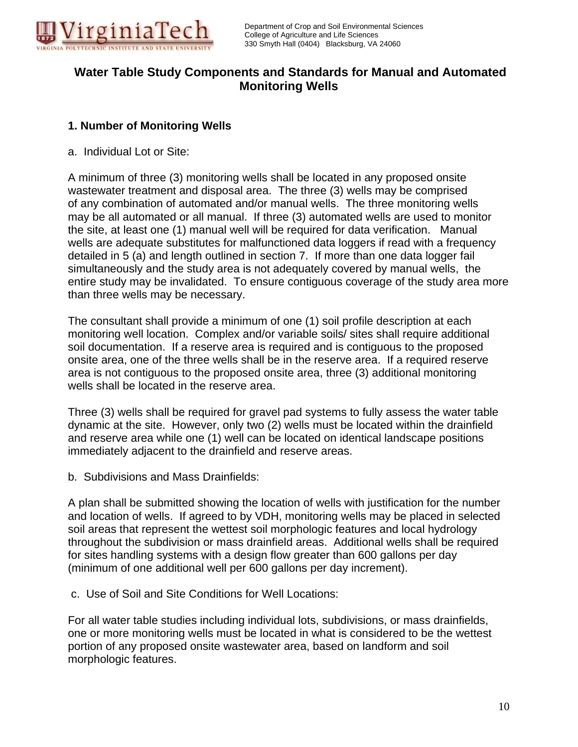# Water Table Study Components and Standards for Manual and Automated Monitoring Wells

## 1. Number of Monitoring Wells

a. Individual Lot or Site:

A minimum of three (3) monitoring wells shall be located in any proposed onsite wastewater treatment and disposal area. The three (3) wells may be comprised of any combination of automated and/or manual wells. The three monitoring wells may be all automated or all manual. If three (3) automated wells are used to monitor the site, at least one (1) manual well will be required for data verification. Manual wells are adequate substitutes for malfunctioned data loggers if read with a frequency detailed in 5 (a) and length outlined in section 7. If more than one data logger fail simultaneously and the study area is not adequately covered by manual wells, the entire study may be invalidated. To ensure contiguous coverage of the study area more than three wells may be necessary.

The consultant shall provide a minimum of one (1) soil profile description at each monitoring well location. Complex and/or variable soils/ sites shall require additional soil documentation. If a reserve area is required and is contiguous to the proposed onsite area, one of the three wells shall be in the reserve area. If a required reserve area is not contiguous to the proposed onsite area, three (3) additional monitoring wells shall be located in the reserve area.

Three (3) wells shall be required for gravel pad systems to fully assess the water table dynamic at the site. However, only two (2) wells must be located within the drainfield and reserve area while one (1) well can be located on identical landscape positions immediately adjacent to the drainfield and reserve areas.

b. Subdivisions and Mass Drainfields:

A plan shall be submitted showing the location of wells with justification for the number and location of wells. If agreed to by VDH, monitoring wells may be placed in selected soil areas that represent the wettest soil morphologic features and local hydrology throughout the subdivision or mass drainfield areas. Additional wells shall be required for sites handling systems with a design flow greater than 600 gallons per day (minimum of one additional well per 600 gallons per day increment).

c. Use of Soil and Site Conditions for Well Locations:

For all water table studies including individual lots, subdivisions, or mass drainfields, one or more monitoring wells must be located in what is considered to be the wettest portion of any proposed onsite wastewater area, based on landform and soil morphologic features.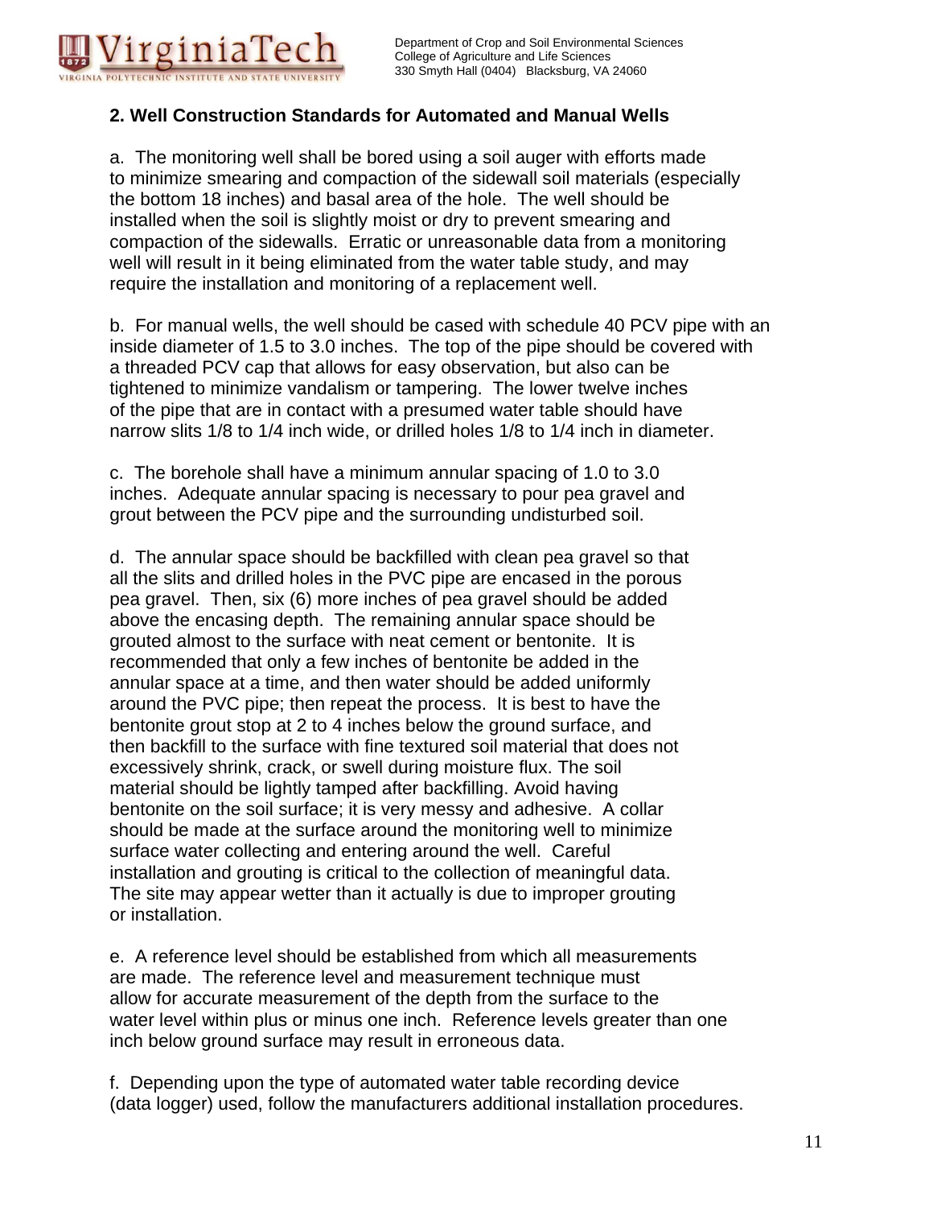## 2. Well Construction Standards for Automated and Manual Wells

a. The monitoring well shall be bored using a soil auger with efforts made to minimize smearing and compaction of the sidewall soil materials (especially the bottom 18 inches) and basal area of the hole. The well should be installed when the soil is slightly moist or dry to prevent smearing and compaction of the sidewalls. Erratic or unreasonable data from a monitoring well will result in it being eliminated from the water table study, and may require the installation and monitoring of a replacement well.

b. For manual wells, the well should be cased with schedule 40 PCV pipe with an inside diameter of 1.5 to 3.0 inches. The top of the pipe should be covered with a threaded PCV cap that allows for easy observation, but also can be tightened to minimize vandalism or tampering. The lower twelve inches of the pipe that are in contact with a presumed water table should have narrow slits 1/8 to 1/4 inch wide, or drilled holes 1/8 to 1/4 inch in diameter.

c. The borehole shall have a minimum annular spacing of 1.0 to 3.0 inches. Adequate annular spacing is necessary to pour pea gravel and grout between the PCV pipe and the surrounding undisturbed soil.

d. The annular space should be backfilled with clean pea gravel so that all the slits and drilled holes in the PVC pipe are encased in the porous pea gravel. Then, six (6) more inches of pea gravel should be added above the encasing depth. The remaining annular space should be grouted almost to the surface with neat cement or bentonite. It is recommended that only a few inches of bentonite be added in the annular space at a time, and then water should be added uniformly around the PVC pipe; then repeat the process. It is best to have the bentonite grout stop at 2 to 4 inches below the ground surface, and then backfill to the surface with fine textured soil material that does not excessively shrink, crack, or swell during moisture flux. The soil material should be lightly tamped after backfilling. Avoid having bentonite on the soil surface; it is very messy and adhesive. A collar should be made at the surface around the monitoring well to minimize surface water collecting and entering around the well. Careful installation and grouting is critical to the collection of meaningful data. The site may appear wetter than it actually is due to improper grouting or installation.

e. A reference level should be established from which all measurements are made. The reference level and measurement technique must allow for accurate measurement of the depth from the surface to the water level within plus or minus one inch. Reference levels greater than one inch below ground surface may result in erroneous data.

f. Depending upon the type of automated water table recording device (data logger) used, follow the manufacturers additional installation procedures.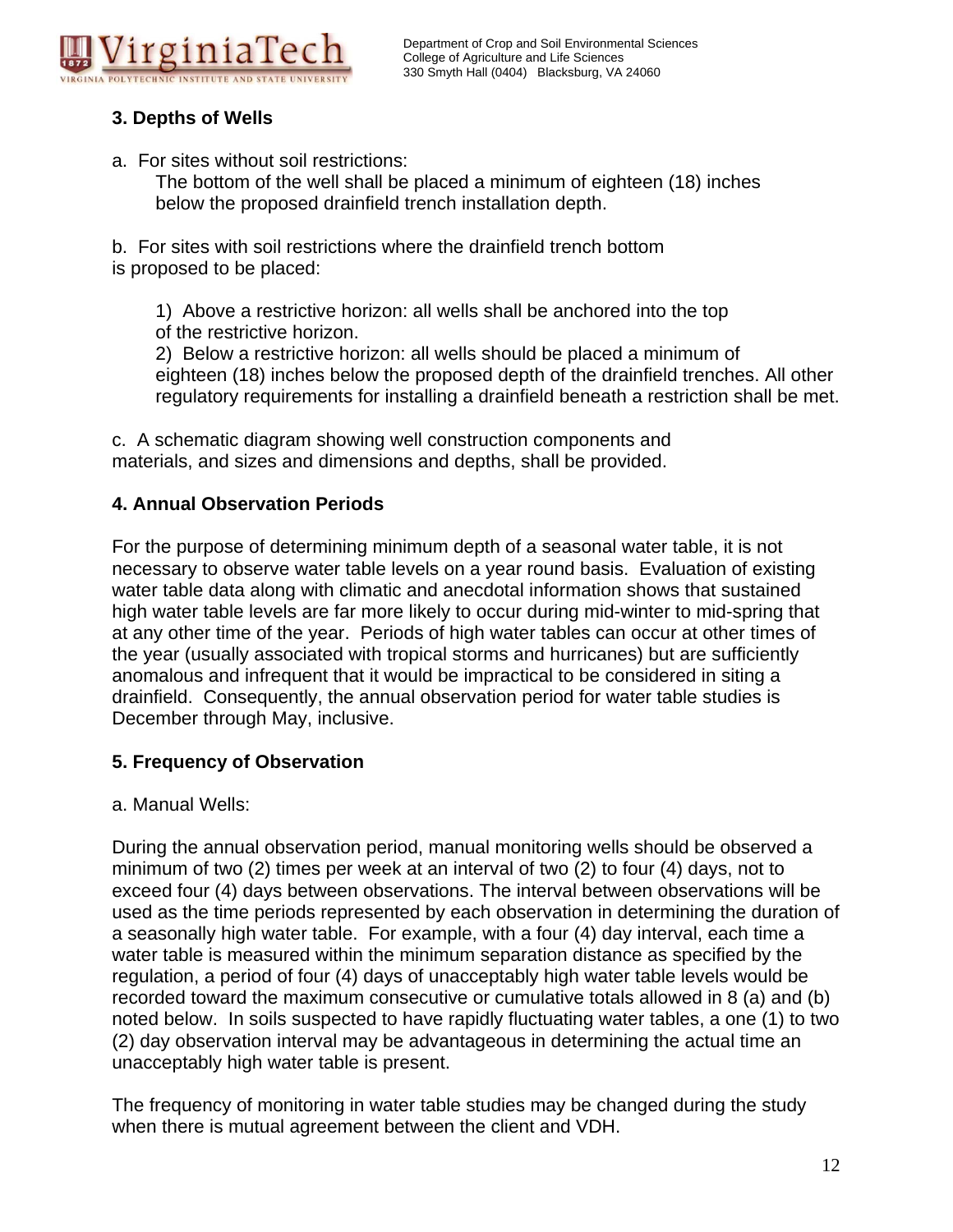### 3. Depths of Wells

a. For sites without soil restrictions:
The bottom of the well shall be placed a minimum of eighteen (18) inches below the proposed drainfield trench installation depth.

b. For sites with soil restrictions where the drainfield trench bottom is proposed to be placed:

1) Above a restrictive horizon: all wells shall be anchored into the top of the restrictive horizon.
2) Below a restrictive horizon: all wells should be placed a minimum of eighteen (18) inches below the proposed depth of the drainfield trenches. All other regulatory requirements for installing a drainfield beneath a restriction shall be met.

c. A schematic diagram showing well construction components and materials, and sizes and dimensions and depths, shall be provided.

### 4. Annual Observation Periods

For the purpose of determining minimum depth of a seasonal water table, it is not necessary to observe water table levels on a year round basis. Evaluation of existing water table data along with climatic and anecdotal information shows that sustained high water table levels are far more likely to occur during mid-winter to mid-spring that at any other time of the year. Periods of high water tables can occur at other times of the year (usually associated with tropical storms and hurricanes) but are sufficiently anomalous and infrequent that it would be impractical to be considered in siting a drainfield. Consequently, the annual observation period for water table studies is December through May, inclusive.

### 5. Frequency of Observation

a. Manual Wells:

During the annual observation period, manual monitoring wells should be observed a minimum of two (2) times per week at an interval of two (2) to four (4) days, not to exceed four (4) days between observations. The interval between observations will be used as the time periods represented by each observation in determining the duration of a seasonally high water table. For example, with a four (4) day interval, each time a water table is measured within the minimum separation distance as specified by the regulation, a period of four (4) days of unacceptably high water table levels would be recorded toward the maximum consecutive or cumulative totals allowed in 8 (a) and (b) noted below. In soils suspected to have rapidly fluctuating water tables, a one (1) to two (2) day observation interval may be advantageous in determining the actual time an unacceptably high water table is present.

The frequency of monitoring in water table studies may be changed during the study when there is mutual agreement between the client and VDH.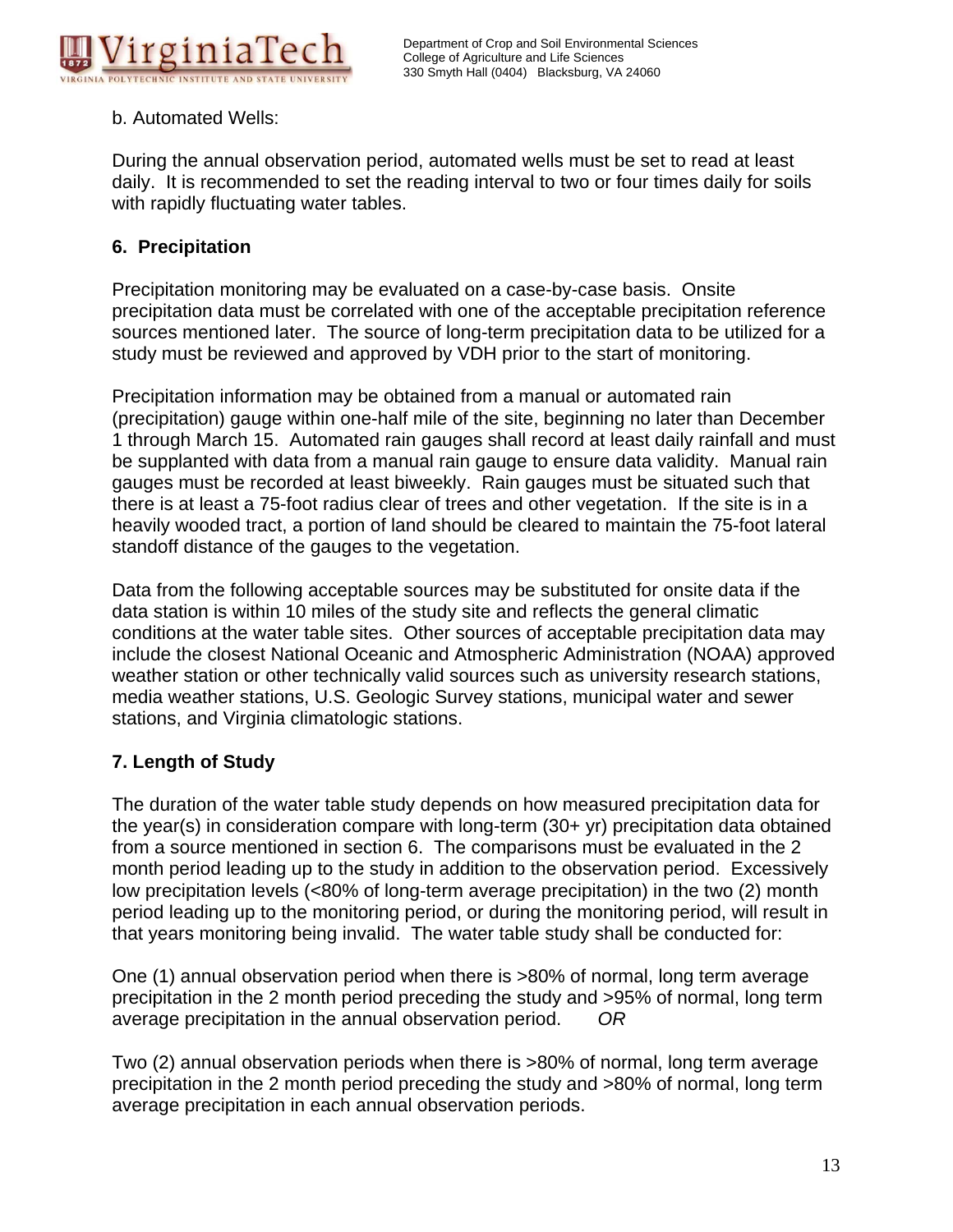b. Automated Wells:

During the annual observation period, automated wells must be set to read at least daily. It is recommended to set the reading interval to two or four times daily for soils with rapidly fluctuating water tables.

## 6. Precipitation

Precipitation monitoring may be evaluated on a case-by-case basis. Onsite precipitation data must be correlated with one of the acceptable precipitation reference sources mentioned later. The source of long-term precipitation data to be utilized for a study must be reviewed and approved by VDH prior to the start of monitoring.

Precipitation information may be obtained from a manual or automated rain (precipitation) gauge within one-half mile of the site, beginning no later than December 1 through March 15. Automated rain gauges shall record at least daily rainfall and must be supplanted with data from a manual rain gauge to ensure data validity. Manual rain gauges must be recorded at least biweekly. Rain gauges must be situated such that there is at least a 75-foot radius clear of trees and other vegetation. If the site is in a heavily wooded tract, a portion of land should be cleared to maintain the 75-foot lateral standoff distance of the gauges to the vegetation.

Data from the following acceptable sources may be substituted for onsite data if the data station is within 10 miles of the study site and reflects the general climatic conditions at the water table sites. Other sources of acceptable precipitation data may include the closest National Oceanic and Atmospheric Administration (NOAA) approved weather station or other technically valid sources such as university research stations, media weather stations, U.S. Geologic Survey stations, municipal water and sewer stations, and Virginia climatologic stations.

## 7. Length of Study

The duration of the water table study depends on how measured precipitation data for the year(s) in consideration compare with long-term (30+ yr) precipitation data obtained from a source mentioned in section 6. The comparisons must be evaluated in the 2 month period leading up to the study in addition to the observation period. Excessively low precipitation levels (<80% of long-term average precipitation) in the two (2) month period leading up to the monitoring period, or during the monitoring period, will result in that years monitoring being invalid. The water table study shall be conducted for:

One (1) annual observation period when there is >80% of normal, long term average precipitation in the 2 month period preceding the study and >95% of normal, long term average precipitation in the annual observation period. *OR*

Two (2) annual observation periods when there is >80% of normal, long term average precipitation in the 2 month period preceding the study and >80% of normal, long term average precipitation in each annual observation periods.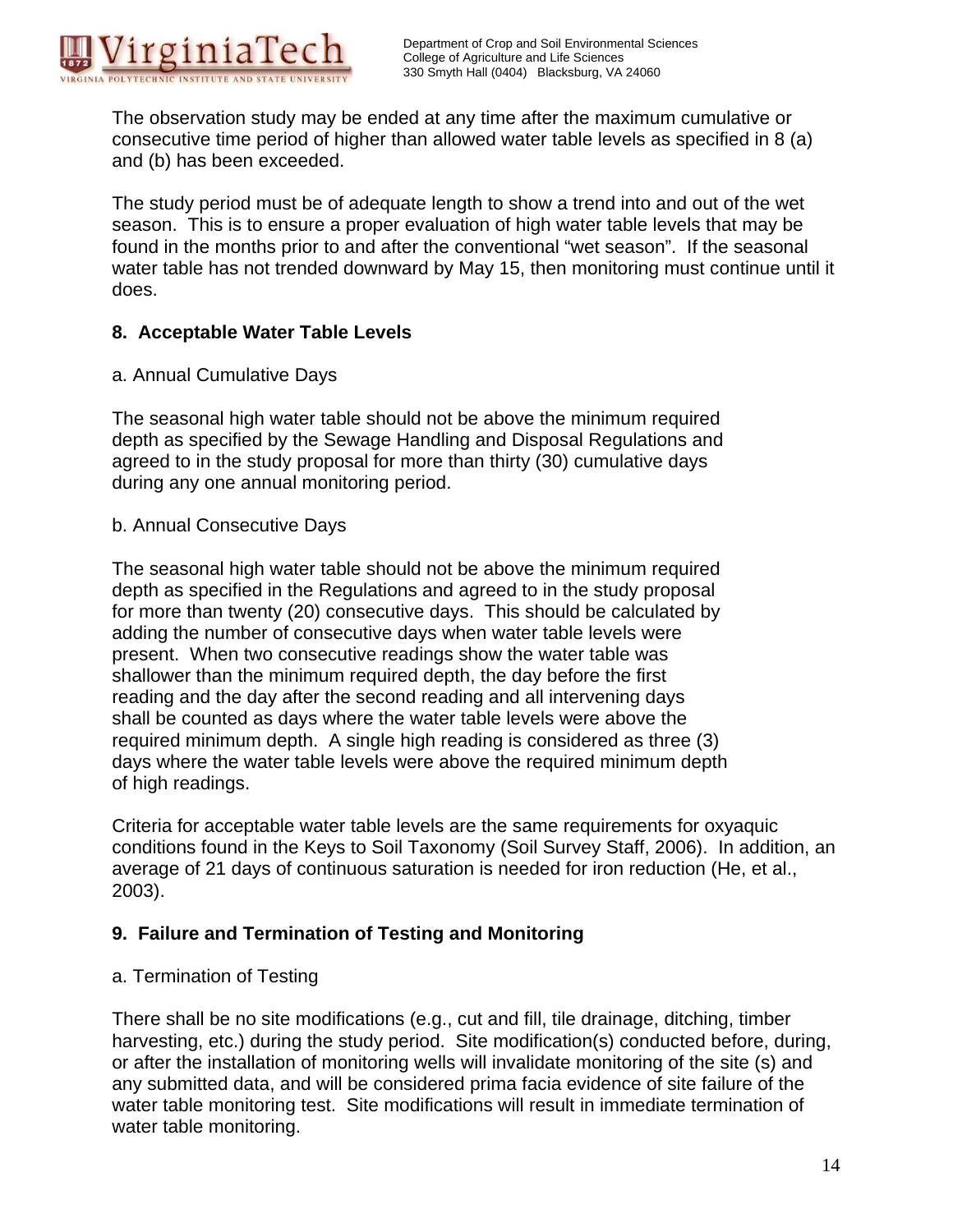The observation study may be ended at any time after the maximum cumulative or consecutive time period of higher than allowed water table levels as specified in 8 (a) and (b) has been exceeded.

The study period must be of adequate length to show a trend into and out of the wet season. This is to ensure a proper evaluation of high water table levels that may be found in the months prior to and after the conventional "wet season". If the seasonal water table has not trended downward by May 15, then monitoring must continue until it does.

## 8. Acceptable Water Table Levels

a. Annual Cumulative Days

The seasonal high water table should not be above the minimum required depth as specified by the Sewage Handling and Disposal Regulations and agreed to in the study proposal for more than thirty (30) cumulative days during any one annual monitoring period.

b. Annual Consecutive Days

The seasonal high water table should not be above the minimum required depth as specified in the Regulations and agreed to in the study proposal for more than twenty (20) consecutive days. This should be calculated by adding the number of consecutive days when water table levels were present. When two consecutive readings show the water table was shallower than the minimum required depth, the day before the first reading and the day after the second reading and all intervening days shall be counted as days where the water table levels were above the required minimum depth. A single high reading is considered as three (3) days where the water table levels were above the required minimum depth of high readings.

Criteria for acceptable water table levels are the same requirements for oxyaquic conditions found in the Keys to Soil Taxonomy (Soil Survey Staff, 2006). In addition, an average of 21 days of continuous saturation is needed for iron reduction (He, et al., 2003).

## 9. Failure and Termination of Testing and Monitoring

a. Termination of Testing

There shall be no site modifications (e.g., cut and fill, tile drainage, ditching, timber harvesting, etc.) during the study period. Site modification(s) conducted before, during, or after the installation of monitoring wells will invalidate monitoring of the site (s) and any submitted data, and will be considered prima facia evidence of site failure of the water table monitoring test. Site modifications will result in immediate termination of water table monitoring.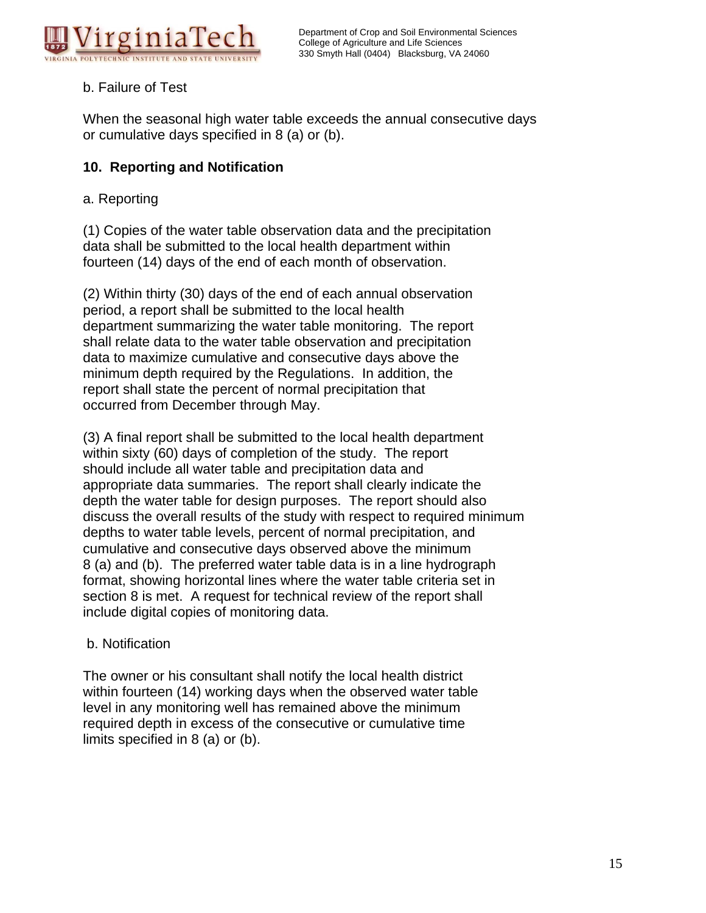b. Failure of Test

When the seasonal high water table exceeds the annual consecutive days or cumulative days specified in 8 (a) or (b).

**10. Reporting and Notification**

a. Reporting

(1) Copies of the water table observation data and the precipitation data shall be submitted to the local health department within fourteen (14) days of the end of each month of observation.

(2) Within thirty (30) days of the end of each annual observation period, a report shall be submitted to the local health department summarizing the water table monitoring. The report shall relate data to the water table observation and precipitation data to maximize cumulative and consecutive days above the minimum depth required by the Regulations. In addition, the report shall state the percent of normal precipitation that occurred from December through May.

(3) A final report shall be submitted to the local health department within sixty (60) days of completion of the study. The report should include all water table and precipitation data and appropriate data summaries. The report shall clearly indicate the depth the water table for design purposes. The report should also discuss the overall results of the study with respect to required minimum depths to water table levels, percent of normal precipitation, and cumulative and consecutive days observed above the minimum 8 (a) and (b). The preferred water table data is in a line hydrograph format, showing horizontal lines where the water table criteria set in section 8 is met. A request for technical review of the report shall include digital copies of monitoring data.

b. Notification

The owner or his consultant shall notify the local health district within fourteen (14) working days when the observed water table level in any monitoring well has remained above the minimum required depth in excess of the consecutive or cumulative time limits specified in 8 (a) or (b).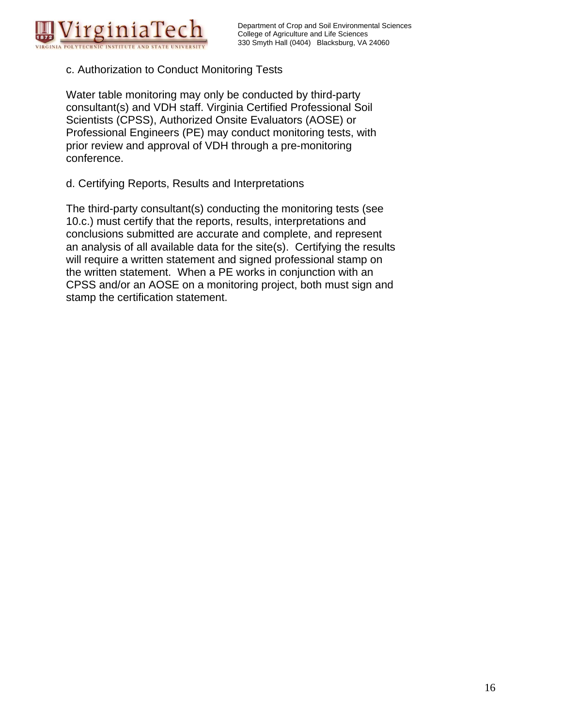c. Authorization to Conduct Monitoring Tests

Water table monitoring may only be conducted by third-party consultant(s) and VDH staff. Virginia Certified Professional Soil Scientists (CPSS), Authorized Onsite Evaluators (AOSE) or Professional Engineers (PE) may conduct monitoring tests, with prior review and approval of VDH through a pre-monitoring conference.

d. Certifying Reports, Results and Interpretations

The third-party consultant(s) conducting the monitoring tests (see 10.c.) must certify that the reports, results, interpretations and conclusions submitted are accurate and complete, and represent an analysis of all available data for the site(s). Certifying the results will require a written statement and signed professional stamp on the written statement. When a PE works in conjunction with an CPSS and/or an AOSE on a monitoring project, both must sign and stamp the certification statement.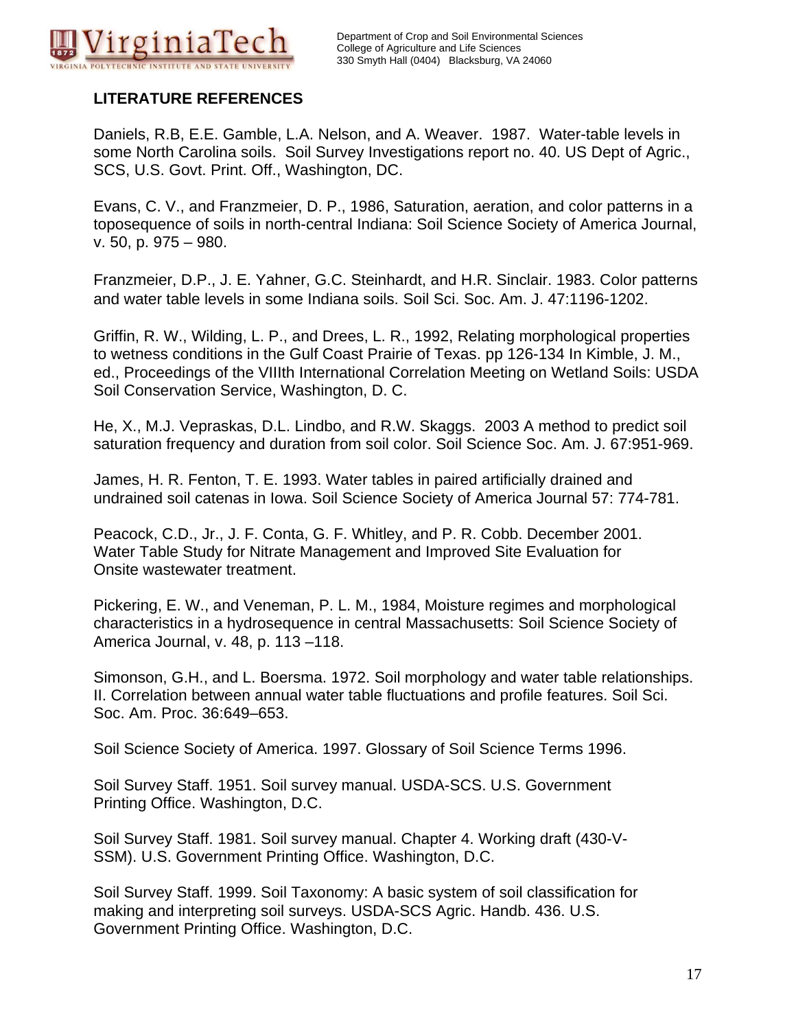## LITERATURE REFERENCES

Daniels, R.B, E.E. Gamble, L.A. Nelson, and A. Weaver. 1987. Water-table levels in some North Carolina soils. Soil Survey Investigations report no. 40. US Dept of Agric., SCS, U.S. Govt. Print. Off., Washington, DC.

Evans, C. V., and Franzmeier, D. P., 1986, Saturation, aeration, and color patterns in a toposequence of soils in north-central Indiana: Soil Science Society of America Journal, v. 50, p. 975 – 980.

Franzmeier, D.P., J. E. Yahner, G.C. Steinhardt, and H.R. Sinclair. 1983. Color patterns and water table levels in some Indiana soils. Soil Sci. Soc. Am. J. 47:1196-1202.

Griffin, R. W., Wilding, L. P., and Drees, L. R., 1992, Relating morphological properties to wetness conditions in the Gulf Coast Prairie of Texas. pp 126-134 In Kimble, J. M., ed., Proceedings of the VIIIth International Correlation Meeting on Wetland Soils: USDA Soil Conservation Service, Washington, D. C.

He, X., M.J. Vepraskas, D.L. Lindbo, and R.W. Skaggs. 2003 A method to predict soil saturation frequency and duration from soil color. Soil Science Soc. Am. J. 67:951-969.

James, H. R. Fenton, T. E. 1993. Water tables in paired artificially drained and undrained soil catenas in Iowa. Soil Science Society of America Journal 57: 774-781.

Peacock, C.D., Jr., J. F. Conta, G. F. Whitley, and P. R. Cobb. December 2001. Water Table Study for Nitrate Management and Improved Site Evaluation for Onsite wastewater treatment.

Pickering, E. W., and Veneman, P. L. M., 1984, Moisture regimes and morphological characteristics in a hydrosequence in central Massachusetts: Soil Science Society of America Journal, v. 48, p. 113 –118.

Simonson, G.H., and L. Boersma. 1972. Soil morphology and water table relationships. II. Correlation between annual water table fluctuations and profile features. Soil Sci. Soc. Am. Proc. 36:649–653.

Soil Science Society of America. 1997. Glossary of Soil Science Terms 1996.

Soil Survey Staff. 1951. Soil survey manual. USDA-SCS. U.S. Government Printing Office. Washington, D.C.

Soil Survey Staff. 1981. Soil survey manual. Chapter 4. Working draft (430-V-SSM). U.S. Government Printing Office. Washington, D.C.

Soil Survey Staff. 1999. Soil Taxonomy: A basic system of soil classification for making and interpreting soil surveys. USDA-SCS Agric. Handb. 436. U.S. Government Printing Office. Washington, D.C.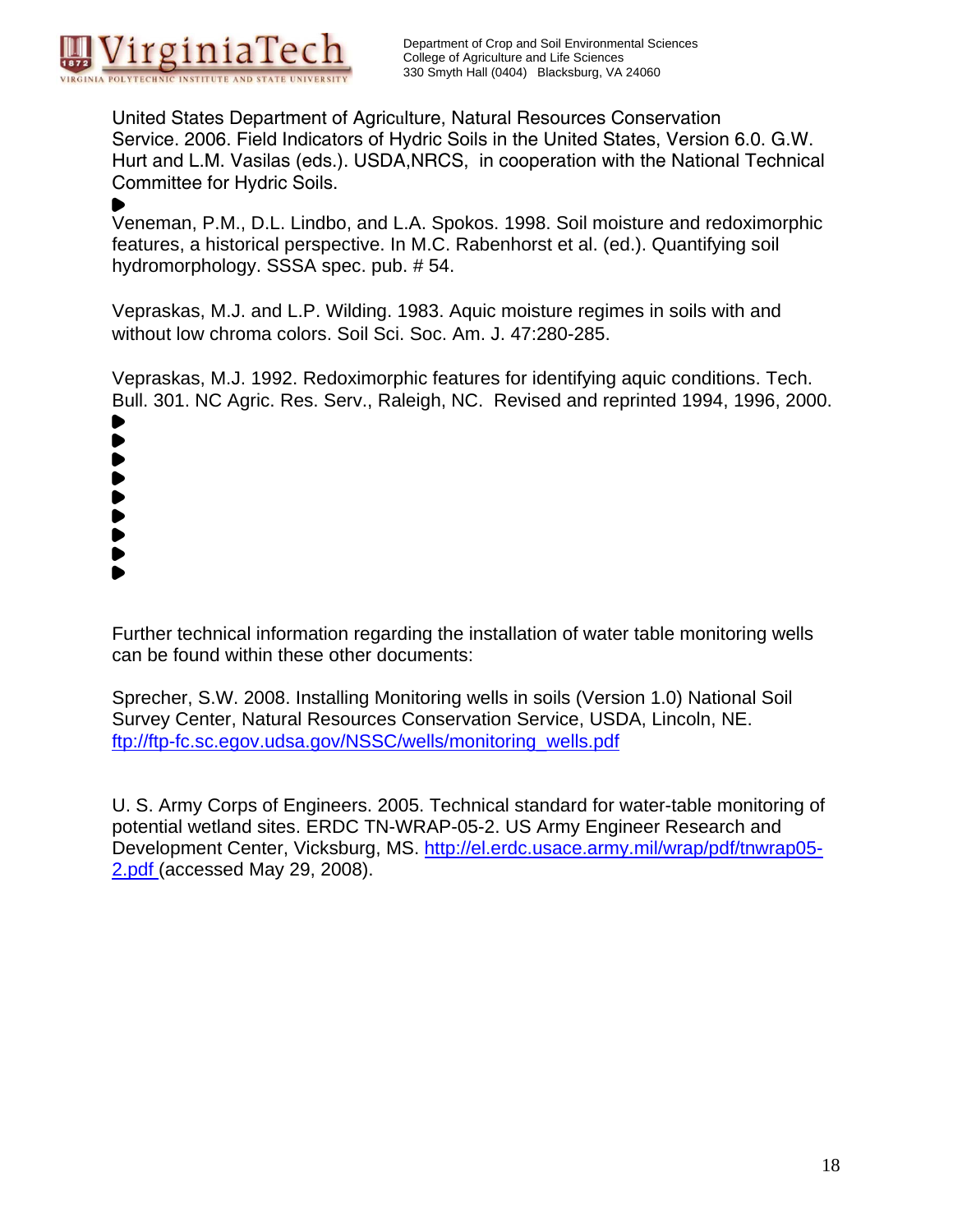United States Department of Agriculture, Natural Resources Conservation Service. 2006. Field Indicators of Hydric Soils in the United States, Version 6.0. G.W. Hurt and L.M. Vasilas (eds.). USDA,NRCS, in cooperation with the National Technical Committee for Hydric Soils.

Veneman, P.M., D.L. Lindbo, and L.A. Spokos. 1998. Soil moisture and redoximorphic features, a historical perspective. In M.C. Rabenhorst et al. (ed.). Quantifying soil hydromorphology. SSSA spec. pub. # 54.

Vepraskas, M.J. and L.P. Wilding. 1983. Aquic moisture regimes in soils with and without low chroma colors. Soil Sci. Soc. Am. J. 47:280-285.

Vepraskas, M.J. 1992. Redoximorphic features for identifying aquic conditions. Tech. Bull. 301. NC Agric. Res. Serv., Raleigh, NC. Revised and reprinted 1994, 1996, 2000.

Further technical information regarding the installation of water table monitoring wells can be found within these other documents:

Sprecher, S.W. 2008. Installing Monitoring wells in soils (Version 1.0) National Soil Survey Center, Natural Resources Conservation Service, USDA, Lincoln, NE. ftp://ftp-fc.sc.egov.udsa.gov/NSSC/wells/monitoring_wells.pdf

U. S. Army Corps of Engineers. 2005. Technical standard for water-table monitoring of potential wetland sites. ERDC TN-WRAP-05-2. US Army Engineer Research and Development Center, Vicksburg, MS. http://el.erdc.usace.army.mil/wrap/pdf/tnwrap05-2.pdf (accessed May 29, 2008).